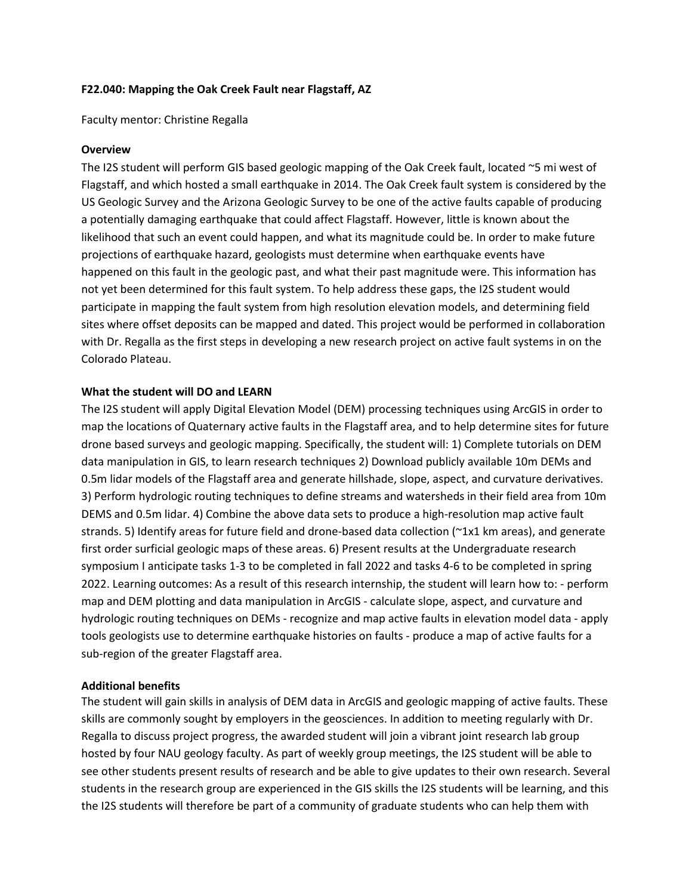**F22.040: Mapping the Oak Creek Fault near Flagstaff, AZ**

Faculty mentor: Christine Regalla

**Overview**

The I2S student will perform GIS based geologic mapping of the Oak Creek fault, located ~5 mi west of Flagstaff, and which hosted a small earthquake in 2014. The Oak Creek fault system is considered by the US Geologic Survey and the Arizona Geologic Survey to be one of the active faults capable of producing a potentially damaging earthquake that could affect Flagstaff. However, little is known about the likelihood that such an event could happen, and what its magnitude could be. In order to make future projections of earthquake hazard, geologists must determine when earthquake events have happened on this fault in the geologic past, and what their past magnitude were. This information has not yet been determined for this fault system. To help address these gaps, the I2S student would participate in mapping the fault system from high resolution elevation models, and determining field sites where offset deposits can be mapped and dated. This project would be performed in collaboration with Dr. Regalla as the first steps in developing a new research project on active fault systems in on the Colorado Plateau.

**What the student will DO and LEARN**

The I2S student will apply Digital Elevation Model (DEM) processing techniques using ArcGIS in order to map the locations of Quaternary active faults in the Flagstaff area, and to help determine sites for future drone based surveys and geologic mapping. Specifically, the student will: 1) Complete tutorials on DEM data manipulation in GIS, to learn research techniques 2) Download publicly available 10m DEMs and 0.5m lidar models of the Flagstaff area and generate hillshade, slope, aspect, and curvature derivatives. 3) Perform hydrologic routing techniques to define streams and watersheds in their field area from 10m DEMS and 0.5m lidar. 4) Combine the above data sets to produce a high-resolution map active fault strands. 5) Identify areas for future field and drone-based data collection (~1x1 km areas), and generate first order surficial geologic maps of these areas. 6) Present results at the Undergraduate research symposium I anticipate tasks 1-3 to be completed in fall 2022 and tasks 4-6 to be completed in spring 2022. Learning outcomes: As a result of this research internship, the student will learn how to: - perform map and DEM plotting and data manipulation in ArcGIS - calculate slope, aspect, and curvature and hydrologic routing techniques on DEMs - recognize and map active faults in elevation model data - apply tools geologists use to determine earthquake histories on faults - produce a map of active faults for a sub-region of the greater Flagstaff area.

**Additional benefits**

The student will gain skills in analysis of DEM data in ArcGIS and geologic mapping of active faults. These skills are commonly sought by employers in the geosciences. In addition to meeting regularly with Dr. Regalla to discuss project progress, the awarded student will join a vibrant joint research lab group hosted by four NAU geology faculty. As part of weekly group meetings, the I2S student will be able to see other students present results of research and be able to give updates to their own research. Several students in the research group are experienced in the GIS skills the I2S students will be learning, and this the I2S students will therefore be part of a community of graduate students who can help them with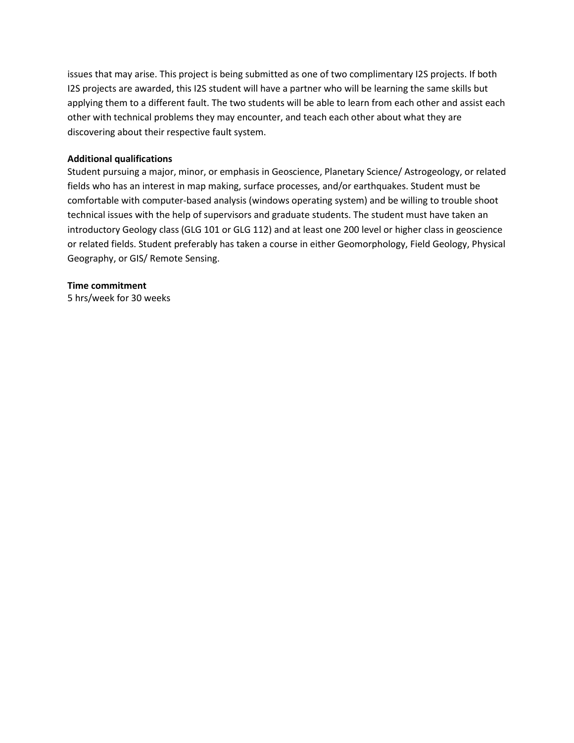issues that may arise. This project is being submitted as one of two complimentary I2S projects. If both I2S projects are awarded, this I2S student will have a partner who will be learning the same skills but applying them to a different fault. The two students will be able to learn from each other and assist each other with technical problems they may encounter, and teach each other about what they are discovering about their respective fault system.

**Additional qualifications**

Student pursuing a major, minor, or emphasis in Geoscience, Planetary Science/ Astrogeology, or related fields who has an interest in map making, surface processes, and/or earthquakes. Student must be comfortable with computer-based analysis (windows operating system) and be willing to trouble shoot technical issues with the help of supervisors and graduate students. The student must have taken an introductory Geology class (GLG 101 or GLG 112) and at least one 200 level or higher class in geoscience or related fields. Student preferably has taken a course in either Geomorphology, Field Geology, Physical Geography, or GIS/ Remote Sensing.

**Time commitment**

5 hrs/week for 30 weeks